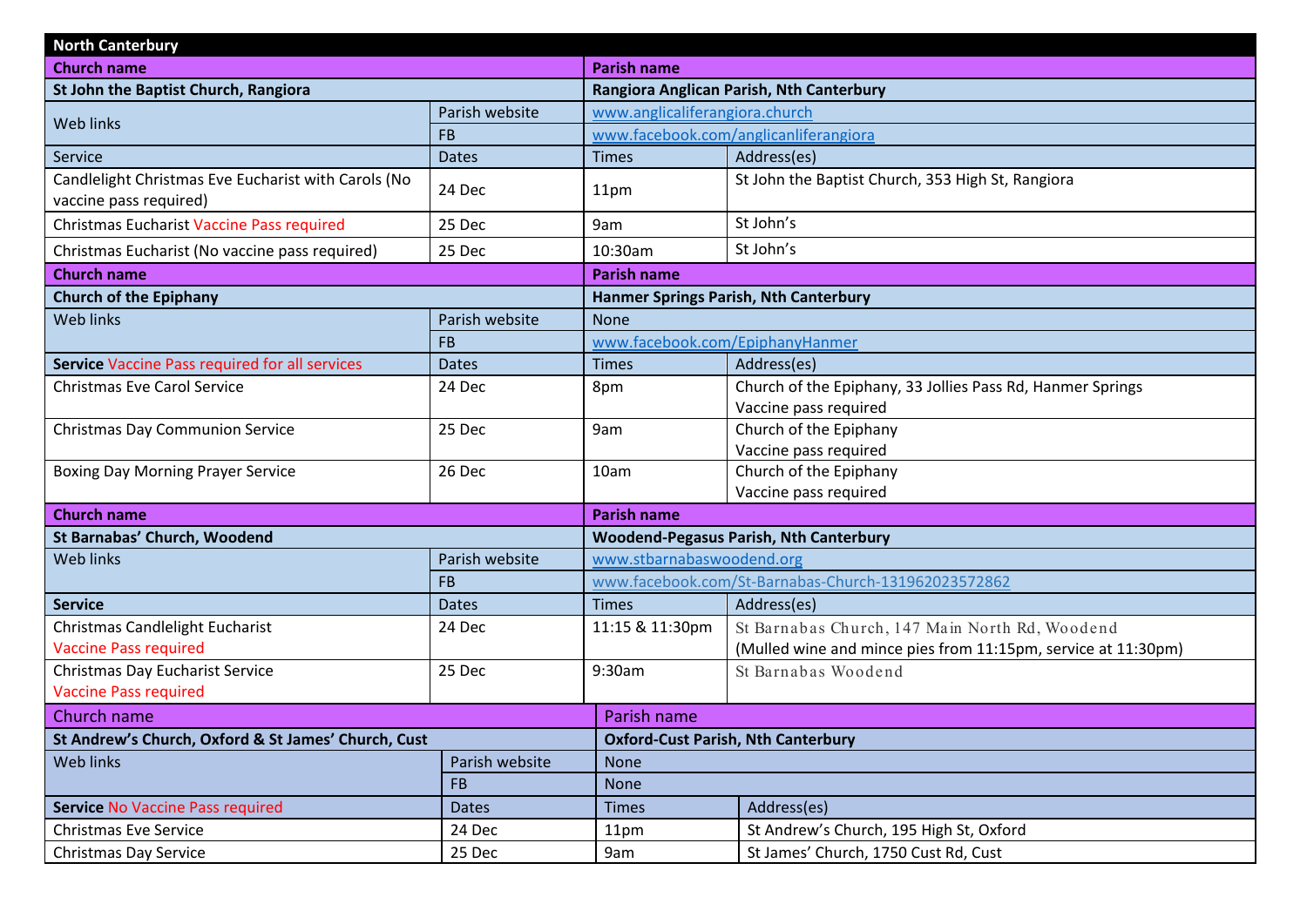## North Canterbury

| Church name | | Parish name | |
|---|---|---|---|
| **St John the Baptist Church, Rangiora** | | **Rangiora Anglican Parish, Nth Canterbury** | |
| Web links | Parish website | www.anglicaliferangiora.church | |
| | FB | www.facebook.com/anglicanliferangiora | |
| Service | Dates | Times | Address(es) |
| Candlelight Christmas Eve Eucharist with Carols (No vaccine pass required) | 24 Dec | 11pm | St John the Baptist Church, 353 High St, Rangiora |
| Christmas Eucharist Vaccine Pass required | 25 Dec | 9am | St John's |
| Christmas Eucharist (No vaccine pass required) | 25 Dec | 10:30am | St John's |
| **Church name** | | **Parish name** | |
| **Church of the Epiphany** | | **Hanmer Springs Parish, Nth Canterbury** | |
| Web links | Parish website | None | |
| | FB | www.facebook.com/EpiphanyHanmer | |
| **Service** Vaccine Pass required for all services | Dates | Times | Address(es) |
| Christmas Eve Carol Service | 24 Dec | 8pm | Church of the Epiphany, 33 Jollies Pass Rd, Hanmer Springs Vaccine pass required |
| Christmas Day Communion Service | 25 Dec | 9am | Church of the Epiphany Vaccine pass required |
| Boxing Day Morning Prayer Service | 26 Dec | 10am | Church of the Epiphany Vaccine pass required |
| **Church name** | | **Parish name** | |
| **St Barnabas' Church, Woodend** | | **Woodend-Pegasus Parish, Nth Canterbury** | |
| Web links | Parish website | www.stbarnabaswoodend.org | |
| | FB | www.facebook.com/St-Barnabas-Church-131962023572862 | |
| **Service** | Dates | Times | Address(es) |
| Christmas Candlelight Eucharist Vaccine Pass required | 24 Dec | 11:15 & 11:30pm | St Barnabas Church, 147 Main North Rd, Woodend (Mulled wine and mince pies from 11:15pm, service at 11:30pm) |
| Christmas Day Eucharist Service Vaccine Pass required | 25 Dec | 9:30am | St Barnabas Woodend |
| Church name | | Parish name | |
| **St Andrew's Church, Oxford & St James' Church, Cust** | | **Oxford-Cust Parish, Nth Canterbury** | |
| Web links | Parish website | None | |
| | FB | None | |
| **Service** No Vaccine Pass required | Dates | Times | Address(es) |
| Christmas Eve Service | 24 Dec | 11pm | St Andrew's Church, 195 High St, Oxford |
| Christmas Day Service | 25 Dec | 9am | St James' Church, 1750 Cust Rd, Cust |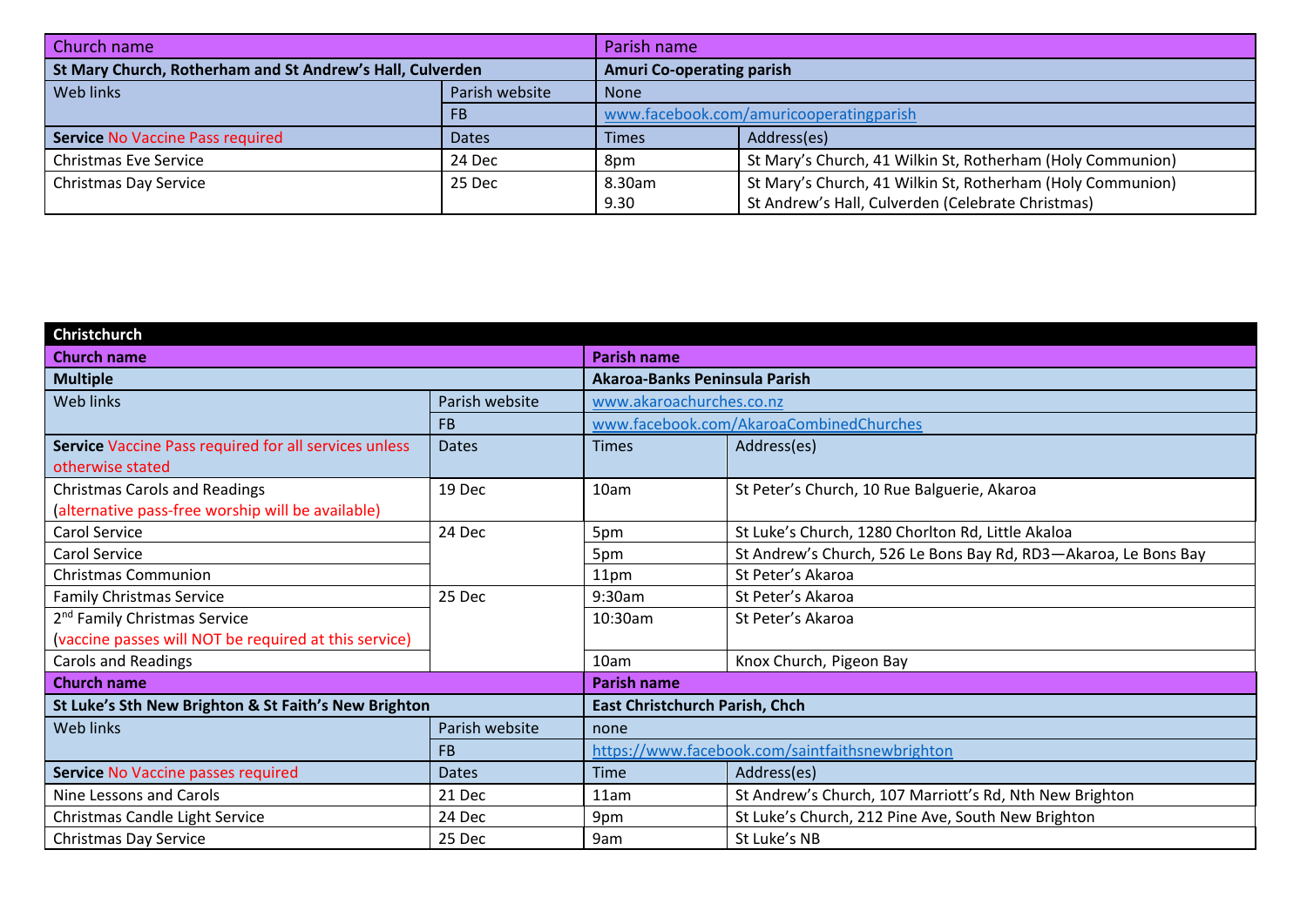| Church name | | Parish name | |
|---|---|---|---|
| **St Mary Church, Rotherham and St Andrew's Hall, Culverden** | | **Amuri Co-operating parish** | |
| Web links | Parish website | None | |
| | FB | www.facebook.com/amuricooperatingparish | |
| **Service** No Vaccine Pass required | Dates | Times | Address(es) |
| Christmas Eve Service | 24 Dec | 8pm | St Mary's Church, 41 Wilkin St, Rotherham (Holy Communion) |
| Christmas Day Service | 25 Dec | 8.30am<br>9.30 | St Mary's Church, 41 Wilkin St, Rotherham (Holy Communion)<br>St Andrew's Hall, Culverden (Celebrate Christmas) |

## Christchurch

| Church name | | Parish name | |
|---|---|---|---|
| **Multiple** | | **Akaroa-Banks Peninsula Parish** | |
| Web links | Parish website | www.akaroachurches.co.nz | |
| | FB | www.facebook.com/AkaroaCombinedChurches | |
| **Service** Vaccine Pass required for all services unless otherwise stated | Dates | Times | Address(es) |
| Christmas Carols and Readings (alternative pass-free worship will be available) | 19 Dec | 10am | St Peter's Church, 10 Rue Balguerie, Akaroa |
| Carol Service | 24 Dec | 5pm | St Luke's Church, 1280 Chorlton Rd, Little Akaloa |
| Carol Service | | 5pm | St Andrew's Church, 526 Le Bons Bay Rd, RD3—Akaroa, Le Bons Bay |
| Christmas Communion | | 11pm | St Peter's Akaroa |
| Family Christmas Service | 25 Dec | 9:30am | St Peter's Akaroa |
| 2nd Family Christmas Service (vaccine passes will NOT be required at this service) | | 10:30am | St Peter's Akaroa |
| Carols and Readings | | 10am | Knox Church, Pigeon Bay |
| **Church name** | | **Parish name** | |
| **St Luke's Sth New Brighton & St Faith's New Brighton** | | **East Christchurch Parish, Chch** | |
| Web links | Parish website | none | |
| | FB | https://www.facebook.com/saintfaithsnewbrighton | |
| **Service** No Vaccine passes required | Dates | Time | Address(es) |
| Nine Lessons and Carols | 21 Dec | 11am | St Andrew's Church, 107 Marriott's Rd, Nth New Brighton |
| Christmas Candle Light Service | 24 Dec | 9pm | St Luke's Church, 212 Pine Ave, South New Brighton |
| Christmas Day Service | 25 Dec | 9am | St Luke's NB |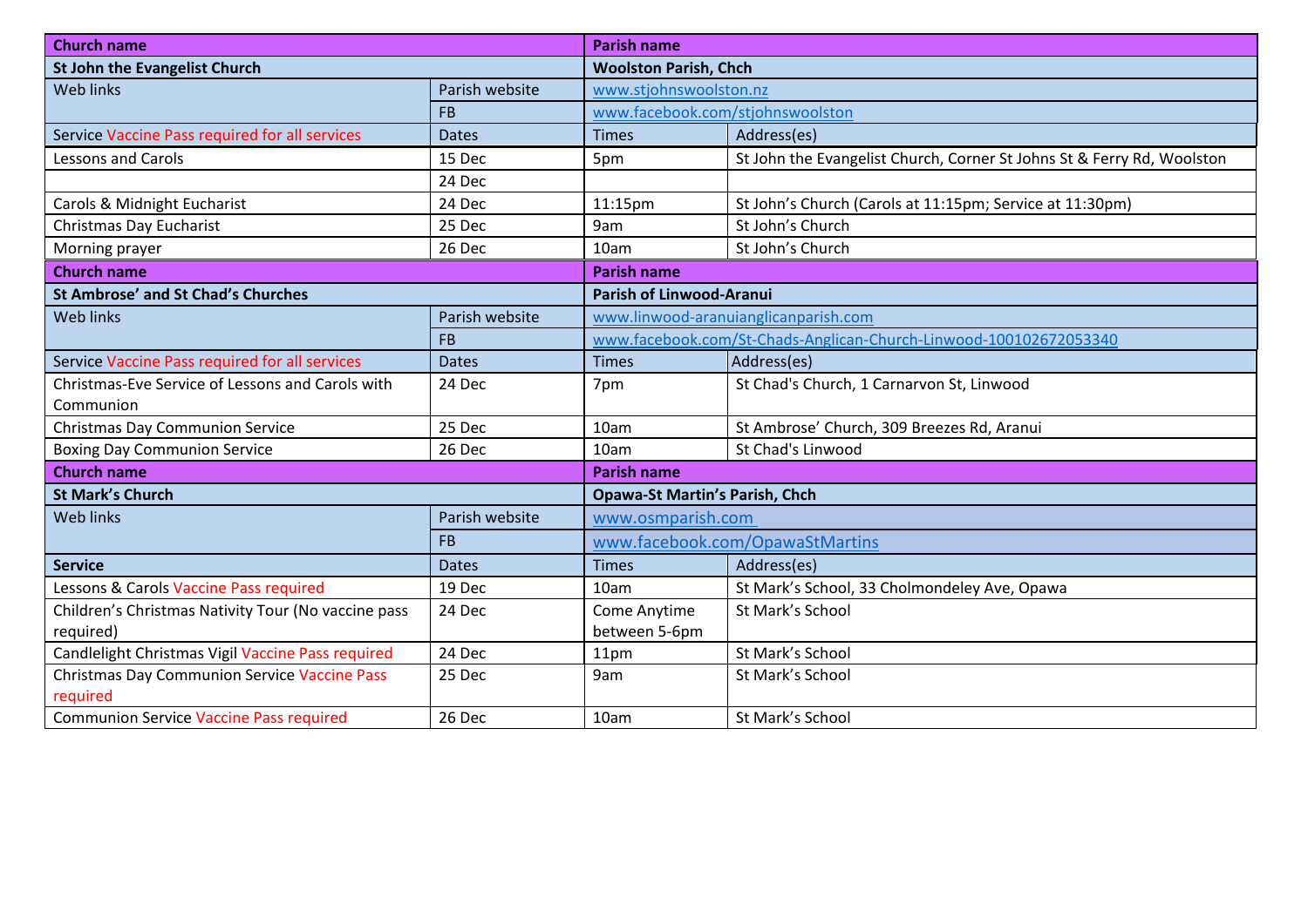| Church name | | Parish name | |
|---|---|---|---|
| **St John the Evangelist Church** | | **Woolston Parish, Chch** | |
| Web links | Parish website | www.stjohnswoolston.nz | |
| | FB | www.facebook.com/stjohnswoolston | |
| Service Vaccine Pass required for all services | Dates | Times | Address(es) |
| Lessons and Carols | 15 Dec | 5pm | St John the Evangelist Church, Corner St Johns St & Ferry Rd, Woolston |
| | 24 Dec | | |
| Carols & Midnight Eucharist | 24 Dec | 11:15pm | St John's Church (Carols at 11:15pm; Service at 11:30pm) |
| Christmas Day Eucharist | 25 Dec | 9am | St John's Church |
| Morning prayer | 26 Dec | 10am | St John's Church |
| **Church name** | | **Parish name** | |
| **St Ambrose' and St Chad's Churches** | | **Parish of Linwood-Aranui** | |
| Web links | Parish website | www.linwood-aranuianglicanparish.com | |
| | FB | www.facebook.com/St-Chads-Anglican-Church-Linwood-100102672053340 | |
| Service Vaccine Pass required for all services | Dates | Times | Address(es) |
| Christmas-Eve Service of Lessons and Carols with Communion | 24 Dec | 7pm | St Chad's Church, 1 Carnarvon St, Linwood |
| Christmas Day Communion Service | 25 Dec | 10am | St Ambrose' Church, 309 Breezes Rd, Aranui |
| Boxing Day Communion Service | 26 Dec | 10am | St Chad's Linwood |
| **Church name** | | **Parish name** | |
| **St Mark's Church** | | **Opawa-St Martin's Parish, Chch** | |
| Web links | Parish website | www.osmparish.com | |
| | FB | www.facebook.com/OpawaStMartins | |
| **Service** | Dates | Times | Address(es) |
| Lessons & Carols Vaccine Pass required | 19 Dec | 10am | St Mark's School, 33 Cholmondeley Ave, Opawa |
| Children's Christmas Nativity Tour (No vaccine pass required) | 24 Dec | Come Anytime between 5-6pm | St Mark's School |
| Candlelight Christmas Vigil Vaccine Pass required | 24 Dec | 11pm | St Mark's School |
| Christmas Day Communion Service Vaccine Pass required | 25 Dec | 9am | St Mark's School |
| Communion Service Vaccine Pass required | 26 Dec | 10am | St Mark's School |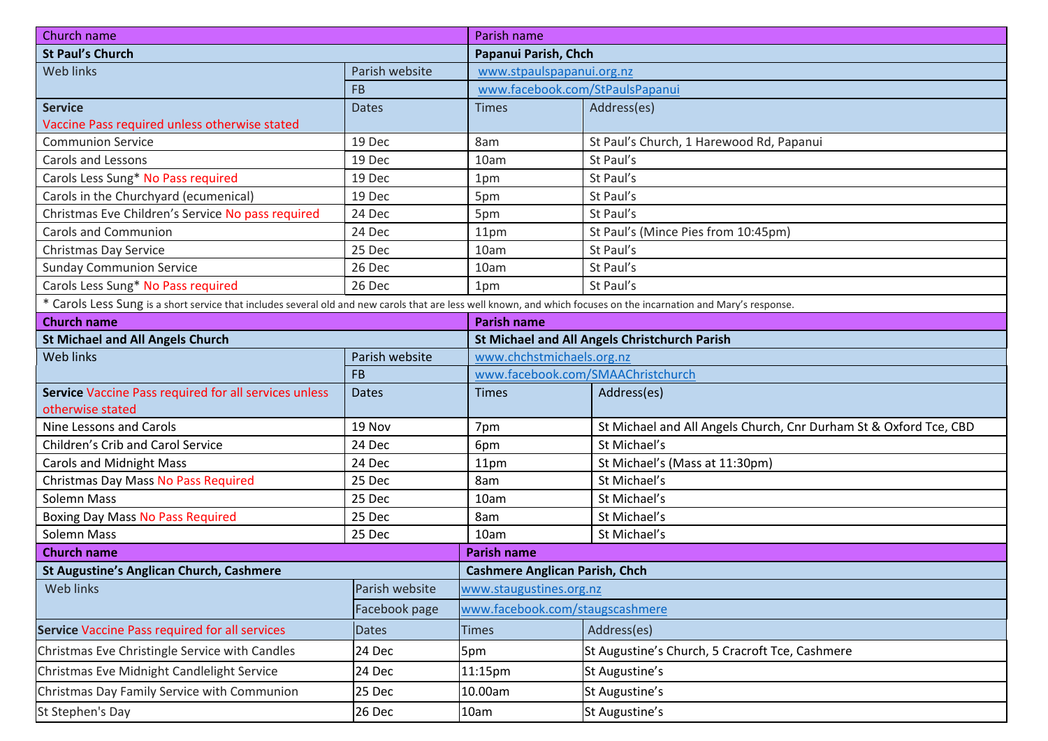| Church name | | Parish name | |
|---|---|---|---|
| **St Paul's Church** | | **Papanui Parish, Chch** | |
| Web links | Parish website | www.stpaulspapanui.org.nz | |
| | FB | www.facebook.com/StPaulsPapanui | |
| **Service** Vaccine Pass required unless otherwise stated | Dates | Times | Address(es) |
| Communion Service | 19 Dec | 8am | St Paul's Church, 1 Harewood Rd, Papanui |
| Carols and Lessons | 19 Dec | 10am | St Paul's |
| Carols Less Sung* No Pass required | 19 Dec | 1pm | St Paul's |
| Carols in the Churchyard (ecumenical) | 19 Dec | 5pm | St Paul's |
| Christmas Eve Children's Service No pass required | 24 Dec | 5pm | St Paul's |
| Carols and Communion | 24 Dec | 11pm | St Paul's (Mince Pies from 10:45pm) |
| Christmas Day Service | 25 Dec | 10am | St Paul's |
| Sunday Communion Service | 26 Dec | 10am | St Paul's |
| Carols Less Sung* No Pass required | 26 Dec | 1pm | St Paul's |
| * Carols Less Sung is a short service that includes several old and new carols that are less well known, and which focuses on the incarnation and Mary's response. | | | |

| Church name | | Parish name | |
|---|---|---|---|
| **St Michael and All Angels Church** | | **St Michael and All Angels Christchurch Parish** | |
| Web links | Parish website | www.chchstmichaels.org.nz | |
| | FB | www.facebook.com/SMAAChristchurch | |
| **Service** Vaccine Pass required for all services unless otherwise stated | Dates | Times | Address(es) |
| Nine Lessons and Carols | 19 Nov | 7pm | St Michael and All Angels Church, Cnr Durham St & Oxford Tce, CBD |
| Children's Crib and Carol Service | 24 Dec | 6pm | St Michael's |
| Carols and Midnight Mass | 24 Dec | 11pm | St Michael's (Mass at 11:30pm) |
| Christmas Day Mass No Pass Required | 25 Dec | 8am | St Michael's |
| Solemn Mass | 25 Dec | 10am | St Michael's |
| Boxing Day Mass No Pass Required | 25 Dec | 8am | St Michael's |
| Solemn Mass | 25 Dec | 10am | St Michael's |

| Church name | | Parish name | |
|---|---|---|---|
| **St Augustine's Anglican Church, Cashmere** | | **Cashmere Anglican Parish, Chch** | |
| Web links | Parish website | www.staugustines.org.nz | |
| | Facebook page | www.facebook.com/staugscashmere | |
| **Service** Vaccine Pass required for all services | Dates | Times | Address(es) |
| Christmas Eve Christingle Service with Candles | 24 Dec | 5pm | St Augustine's Church, 5 Cracroft Tce, Cashmere |
| Christmas Eve Midnight Candlelight Service | 24 Dec | 11:15pm | St Augustine's |
| Christmas Day Family Service with Communion | 25 Dec | 10.00am | St Augustine's |
| St Stephen's Day | 26 Dec | 10am | St Augustine's |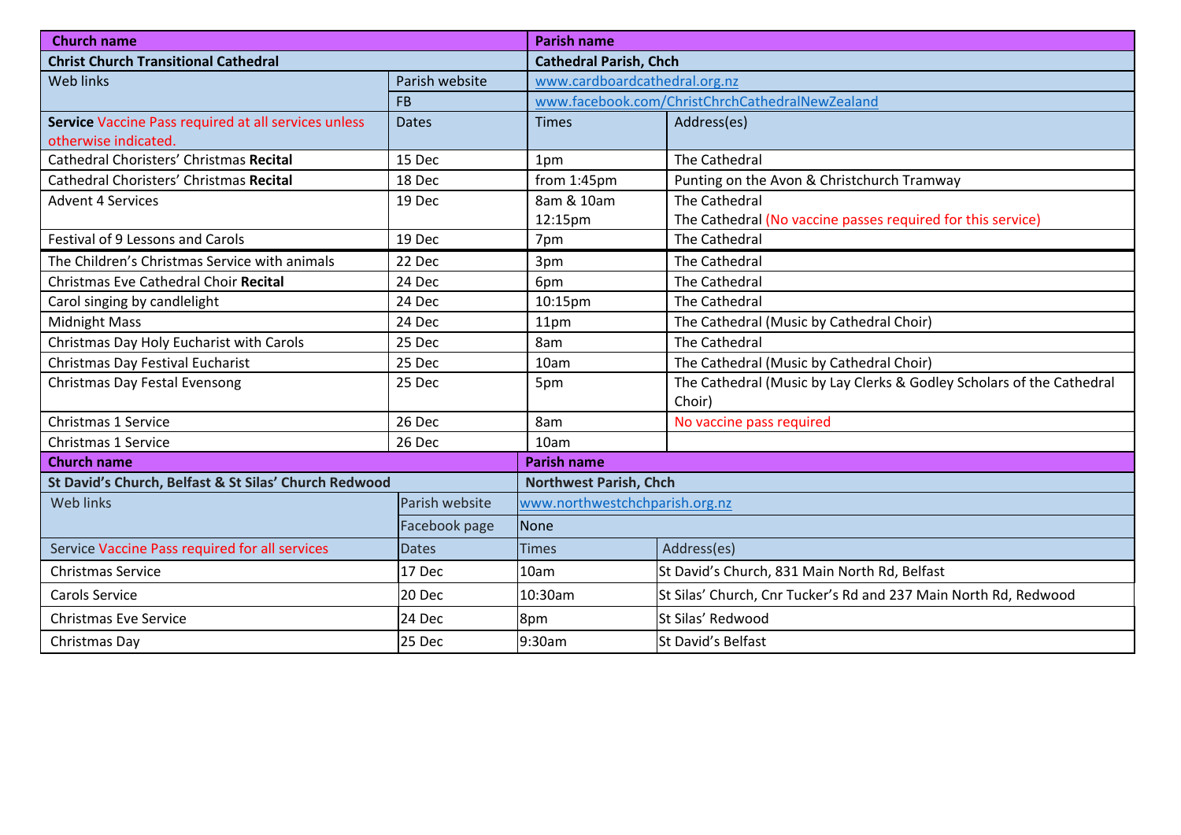| **Church name** | | **Parish name** | |
|---|---|---|---|
| **Christ Church Transitional Cathedral** | | **Cathedral Parish, Chch** | |
| Web links | Parish website | www.cardboardcathedral.org.nz | |
| | FB | www.facebook.com/ChristChrchCathedralNewZealand | |
| **Service** Vaccine Pass required at all services unless otherwise indicated. | Dates | Times | Address(es) |
| Cathedral Choristers' Christmas **Recital** | 15 Dec | 1pm | The Cathedral |
| Cathedral Choristers' Christmas **Recital** | 18 Dec | from 1:45pm | Punting on the Avon & Christchurch Tramway |
| Advent 4 Services | 19 Dec | 8am & 10am<br>12:15pm | The Cathedral<br>The Cathedral (No vaccine passes required for this service) |
| Festival of 9 Lessons and Carols | 19 Dec | 7pm | The Cathedral |
| The Children's Christmas Service with animals | 22 Dec | 3pm | The Cathedral |
| Christmas Eve Cathedral Choir **Recital** | 24 Dec | 6pm | The Cathedral |
| Carol singing by candlelight | 24 Dec | 10:15pm | The Cathedral |
| Midnight Mass | 24 Dec | 11pm | The Cathedral (Music by Cathedral Choir) |
| Christmas Day Holy Eucharist with Carols | 25 Dec | 8am | The Cathedral |
| Christmas Day Festival Eucharist | 25 Dec | 10am | The Cathedral (Music by Cathedral Choir) |
| Christmas Day Festal Evensong | 25 Dec | 5pm | The Cathedral (Music by Lay Clerks & Godley Scholars of the Cathedral Choir) |
| Christmas 1 Service | 26 Dec | 8am | No vaccine pass required |
| Christmas 1 Service | 26 Dec | 10am | |

| **Church name** | | **Parish name** | |
|---|---|---|---|
| **St David's Church, Belfast & St Silas' Church Redwood** | | **Northwest Parish, Chch** | |
| Web links | Parish website | www.northwestchchparish.org.nz | |
| | Facebook page | None | |
| Service Vaccine Pass required for all services | Dates | Times | Address(es) |
| Christmas Service | 17 Dec | 10am | St David's Church, 831 Main North Rd, Belfast |
| Carols Service | 20 Dec | 10:30am | St Silas' Church, Cnr Tucker's Rd and 237 Main North Rd, Redwood |
| Christmas Eve Service | 24 Dec | 8pm | St Silas' Redwood |
| Christmas Day | 25 Dec | 9:30am | St David's Belfast |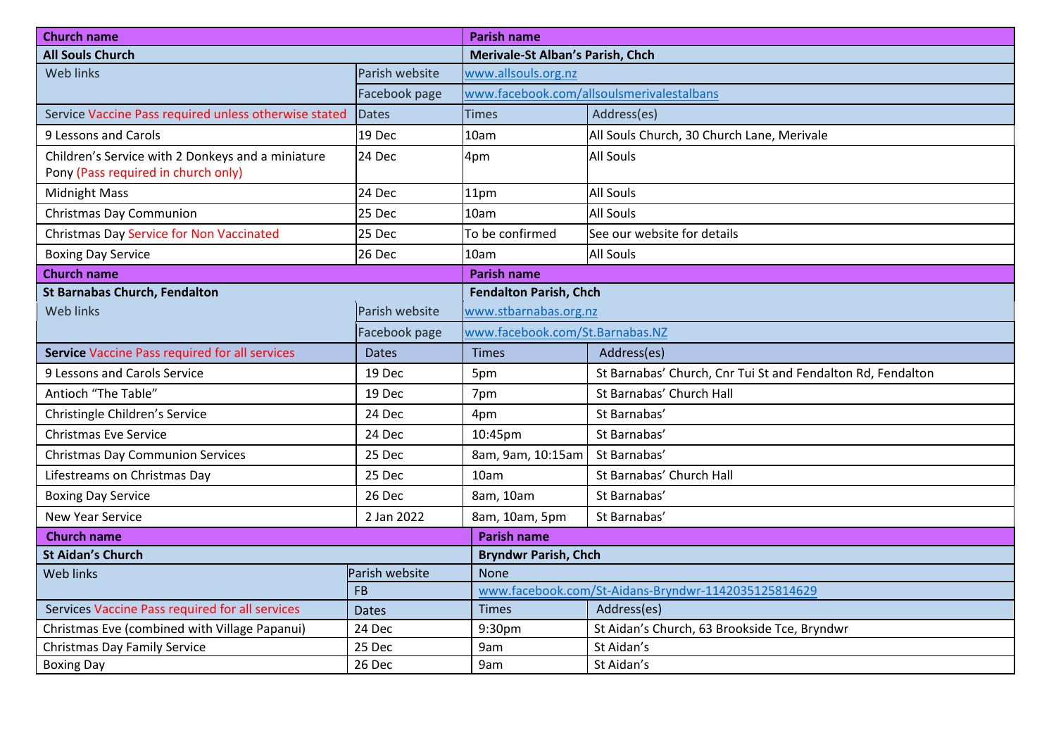| Church name | | Parish name | |
|---|---|---|---|
| **All Souls Church** | | **Merivale-St Alban's Parish, Chch** | |
| Web links | Parish website | www.allsouls.org.nz | |
| | Facebook page | www.facebook.com/allsoulsmerivalestalbans | |
| Service Vaccine Pass required unless otherwise stated | Dates | Times | Address(es) |
| 9 Lessons and Carols | 19 Dec | 10am | All Souls Church, 30 Church Lane, Merivale |
| Children's Service with 2 Donkeys and a miniature Pony (Pass required in church only) | 24 Dec | 4pm | All Souls |
| Midnight Mass | 24 Dec | 11pm | All Souls |
| Christmas Day Communion | 25 Dec | 10am | All Souls |
| Christmas Day Service for Non Vaccinated | 25 Dec | To be confirmed | See our website for details |
| Boxing Day Service | 26 Dec | 10am | All Souls |

| Church name | | Parish name | |
|---|---|---|---|
| **St Barnabas Church, Fendalton** | | **Fendalton Parish, Chch** | |
| Web links | Parish website | www.stbarnabas.org.nz | |
| | Facebook page | www.facebook.com/St.Barnabas.NZ | |
| **Service** Vaccine Pass required for all services | Dates | Times | Address(es) |
| 9 Lessons and Carols Service | 19 Dec | 5pm | St Barnabas' Church, Cnr Tui St and Fendalton Rd, Fendalton |
| Antioch "The Table" | 19 Dec | 7pm | St Barnabas' Church Hall |
| Christingle Children's Service | 24 Dec | 4pm | St Barnabas' |
| Christmas Eve Service | 24 Dec | 10:45pm | St Barnabas' |
| Christmas Day Communion Services | 25 Dec | 8am, 9am, 10:15am | St Barnabas' |
| Lifestreams on Christmas Day | 25 Dec | 10am | St Barnabas' Church Hall |
| Boxing Day Service | 26 Dec | 8am, 10am | St Barnabas' |
| New Year Service | 2 Jan 2022 | 8am, 10am, 5pm | St Barnabas' |

| Church name | | Parish name | |
|---|---|---|---|
| **St Aidan's Church** | | **Bryndwr Parish, Chch** | |
| Web links | Parish website | None | |
| | FB | www.facebook.com/St-Aidans-Bryndwr-1142035125814629 | |
| Services Vaccine Pass required for all services | Dates | Times | Address(es) |
| Christmas Eve (combined with Village Papanui) | 24 Dec | 9:30pm | St Aidan's Church, 63 Brookside Tce, Bryndwr |
| Christmas Day Family Service | 25 Dec | 9am | St Aidan's |
| Boxing Day | 26 Dec | 9am | St Aidan's |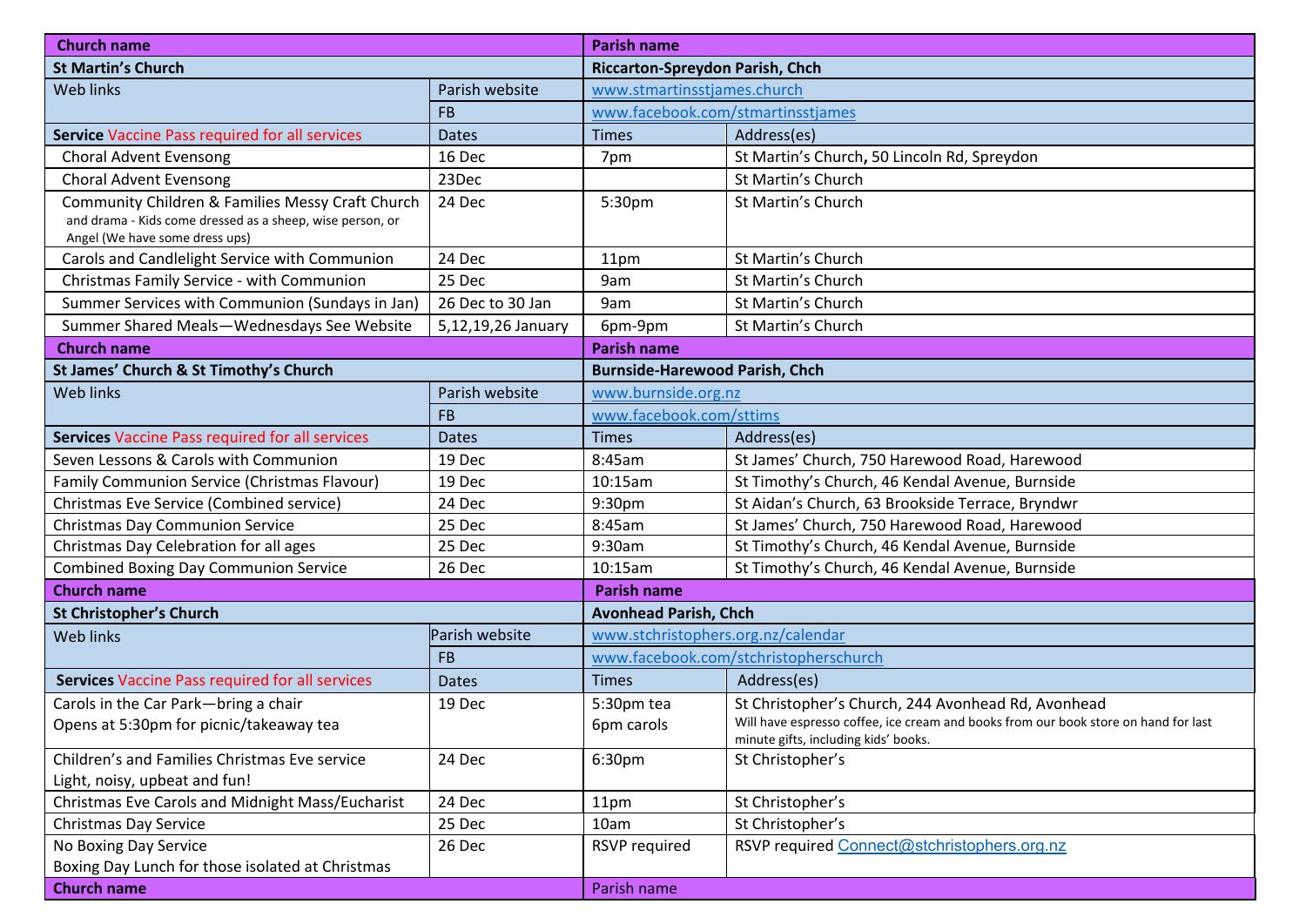| Church name | | Parish name | |
|---|---|---|---|
| **St Martin's Church** | | **Riccarton-Spreydon Parish, Chch** | |
| Web links | Parish website | www.stmartinsstjames.church | |
| | FB | www.facebook.com/stmartinsstjames | |
| **Service** Vaccine Pass required for all services | Dates | Times | Address(es) |
| Choral Advent Evensong | 16 Dec | 7pm | St Martin's Church, 50 Lincoln Rd, Spreydon |
| Choral Advent Evensong | 23Dec | | St Martin's Church |
| Community Children & Families Messy Craft Church and drama - Kids come dressed as a sheep, wise person, or Angel (We have some dress ups) | 24 Dec | 5:30pm | St Martin's Church |
| Carols and Candlelight Service with Communion | 24 Dec | 11pm | St Martin's Church |
| Christmas Family Service - with Communion | 25 Dec | 9am | St Martin's Church |
| Summer Services with Communion (Sundays in Jan) | 26 Dec to 30 Jan | 9am | St Martin's Church |
| Summer Shared Meals—Wednesdays See Website | 5,12,19,26 January | 6pm-9pm | St Martin's Church |
| **Church name** | | **Parish name** | |
| **St James' Church & St Timothy's Church** | | **Burnside-Harewood Parish, Chch** | |
| Web links | Parish website | www.burnside.org.nz | |
| | FB | www.facebook.com/sttims | |
| **Services** Vaccine Pass required for all services | Dates | Times | Address(es) |
| Seven Lessons & Carols with Communion | 19 Dec | 8:45am | St James' Church, 750 Harewood Road, Harewood |
| Family Communion Service (Christmas Flavour) | 19 Dec | 10:15am | St Timothy's Church, 46 Kendal Avenue, Burnside |
| Christmas Eve Service (Combined service) | 24 Dec | 9:30pm | St Aidan's Church, 63 Brookside Terrace, Bryndwr |
| Christmas Day Communion Service | 25 Dec | 8:45am | St James' Church, 750 Harewood Road, Harewood |
| Christmas Day Celebration for all ages | 25 Dec | 9:30am | St Timothy's Church, 46 Kendal Avenue, Burnside |
| Combined Boxing Day Communion Service | 26 Dec | 10:15am | St Timothy's Church, 46 Kendal Avenue, Burnside |
| **Church name** | | **Parish name** | |
| **St Christopher's Church** | | **Avonhead Parish, Chch** | |
| Web links | Parish website | www.stchristophers.org.nz/calendar | |
| | FB | www.facebook.com/stchristopherschurch | |
| **Services** Vaccine Pass required for all services | Dates | Times | Address(es) |
| Carols in the Car Park—bring a chair Opens at 5:30pm for picnic/takeaway tea | 19 Dec | 5:30pm tea 6pm carols | St Christopher's Church, 244 Avonhead Rd, Avonhead Will have espresso coffee, ice cream and books from our book store on hand for last minute gifts, including kids' books. |
| Children's and Families Christmas Eve service Light, noisy, upbeat and fun! | 24 Dec | 6:30pm | St Christopher's |
| Christmas Eve Carols and Midnight Mass/Eucharist | 24 Dec | 11pm | St Christopher's |
| Christmas Day Service | 25 Dec | 10am | St Christopher's |
| No Boxing Day Service Boxing Day Lunch for those isolated at Christmas | 26 Dec | RSVP required | RSVP required Connect@stchristophers.org.nz |
| **Church name** | | Parish name | |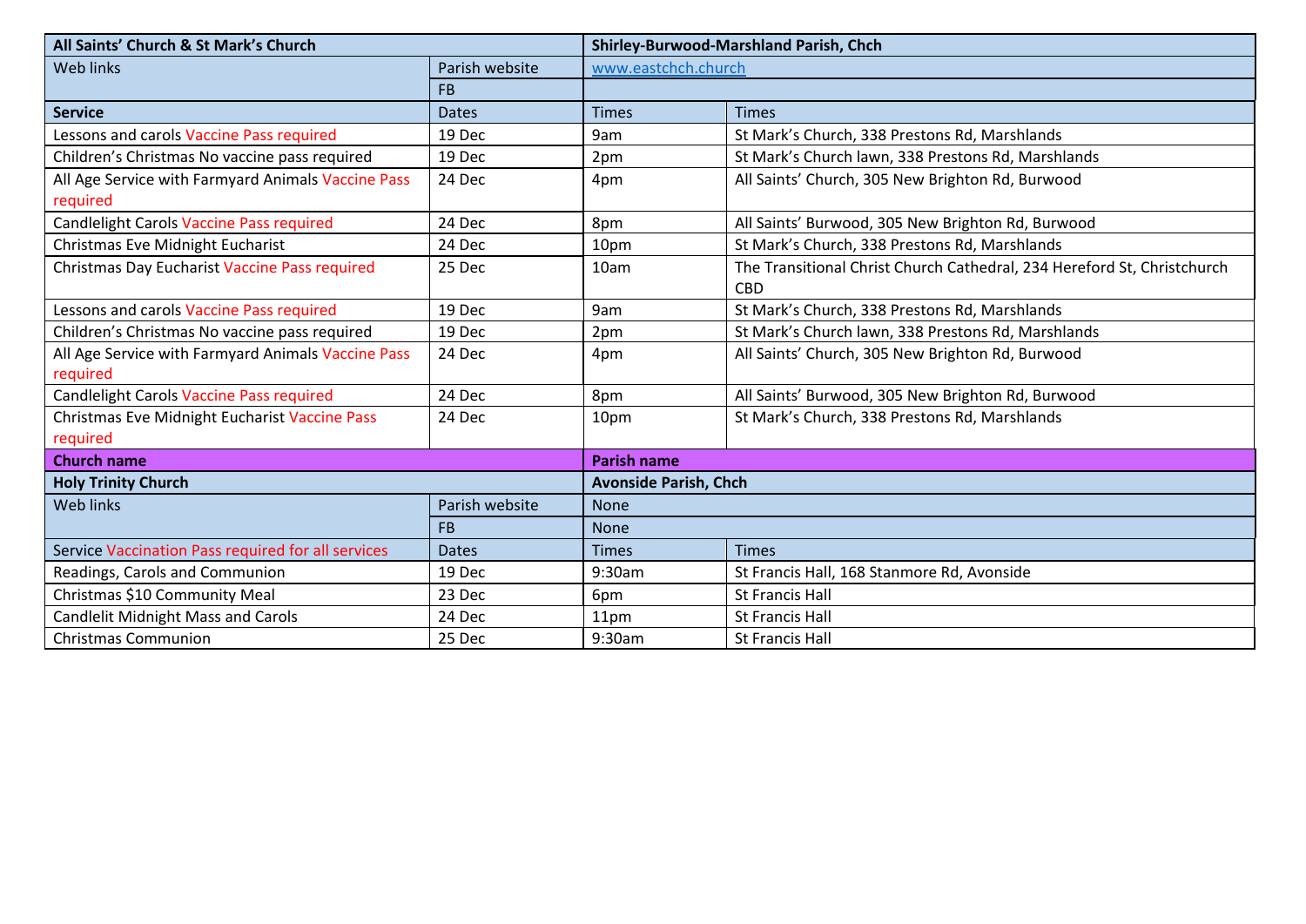| All Saints' Church & St Mark's Church | | Shirley-Burwood-Marshland Parish, Chch | |
|---|---|---|---|
| Web links | Parish website | www.eastchch.church | |
| | FB | | |
| **Service** | Dates | Times | Times |
| Lessons and carols Vaccine Pass required | 19 Dec | 9am | St Mark's Church, 338 Prestons Rd, Marshlands |
| Children's Christmas No vaccine pass required | 19 Dec | 2pm | St Mark's Church lawn, 338 Prestons Rd, Marshlands |
| All Age Service with Farmyard Animals Vaccine Pass required | 24 Dec | 4pm | All Saints' Church, 305 New Brighton Rd, Burwood |
| Candlelight Carols Vaccine Pass required | 24 Dec | 8pm | All Saints' Burwood, 305 New Brighton Rd, Burwood |
| Christmas Eve Midnight Eucharist | 24 Dec | 10pm | St Mark's Church, 338 Prestons Rd, Marshlands |
| Christmas Day Eucharist Vaccine Pass required | 25 Dec | 10am | The Transitional Christ Church Cathedral, 234 Hereford St, Christchurch CBD |
| Lessons and carols Vaccine Pass required | 19 Dec | 9am | St Mark's Church, 338 Prestons Rd, Marshlands |
| Children's Christmas No vaccine pass required | 19 Dec | 2pm | St Mark's Church lawn, 338 Prestons Rd, Marshlands |
| All Age Service with Farmyard Animals Vaccine Pass required | 24 Dec | 4pm | All Saints' Church, 305 New Brighton Rd, Burwood |
| Candlelight Carols Vaccine Pass required | 24 Dec | 8pm | All Saints' Burwood, 305 New Brighton Rd, Burwood |
| Christmas Eve Midnight Eucharist Vaccine Pass required | 24 Dec | 10pm | St Mark's Church, 338 Prestons Rd, Marshlands |
| **Church name** | | **Parish name** | |
| **Holy Trinity Church** | | **Avonside Parish, Chch** | |
| Web links | Parish website | None | |
| | FB | None | |
| Service Vaccination Pass required for all services | Dates | Times | Times |
| Readings, Carols and Communion | 19 Dec | 9:30am | St Francis Hall, 168 Stanmore Rd, Avonside |
| Christmas $10 Community Meal | 23 Dec | 6pm | St Francis Hall |
| Candlelit Midnight Mass and Carols | 24 Dec | 11pm | St Francis Hall |
| Christmas Communion | 25 Dec | 9:30am | St Francis Hall |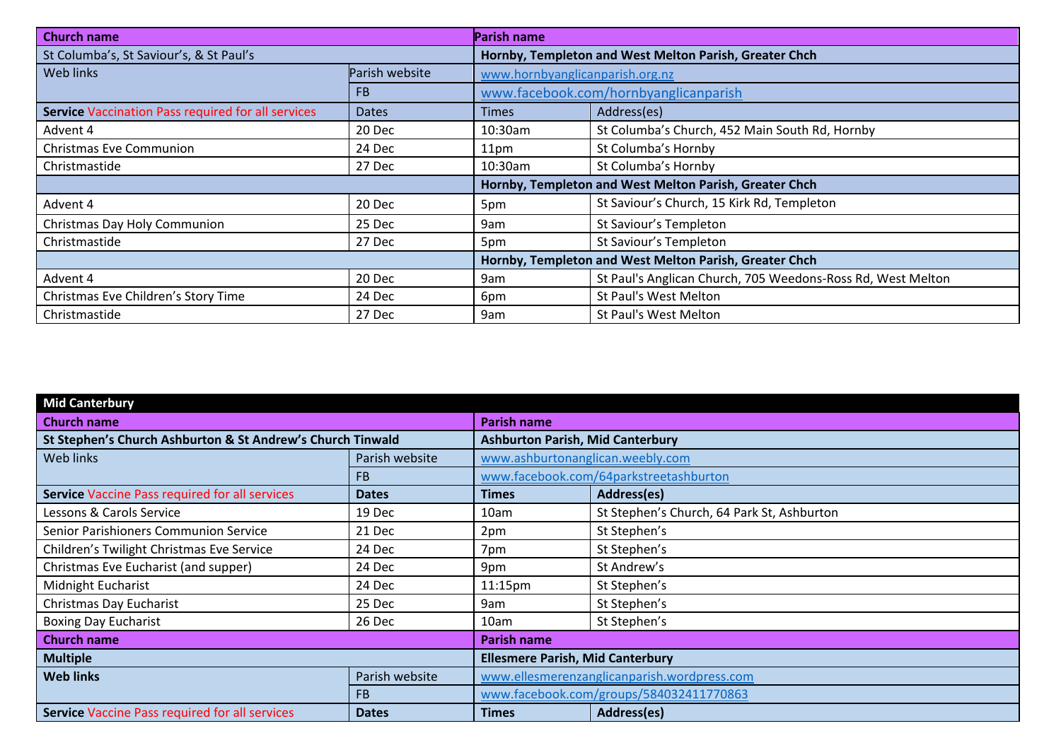| Church name | | Parish name | |
|---|---|---|---|
| St Columba's, St Saviour's, & St Paul's | | **Hornby, Templeton and West Melton Parish, Greater Chch** | |
| Web links | Parish website | www.hornbyanglicanparish.org.nz | |
| | FB | www.facebook.com/hornbyanglicanparish | |
| **Service** Vaccination Pass required for all services | Dates | Times | Address(es) |
| Advent 4 | 20 Dec | 10:30am | St Columba's Church, 452 Main South Rd, Hornby |
| Christmas Eve Communion | 24 Dec | 11pm | St Columba's Hornby |
| Christmastide | 27 Dec | 10:30am | St Columba's Hornby |
| | | **Hornby, Templeton and West Melton Parish, Greater Chch** | |
| Advent 4 | 20 Dec | 5pm | St Saviour's Church, 15 Kirk Rd, Templeton |
| Christmas Day Holy Communion | 25 Dec | 9am | St Saviour's Templeton |
| Christmastide | 27 Dec | 5pm | St Saviour's Templeton |
| | | **Hornby, Templeton and West Melton Parish, Greater Chch** | |
| Advent 4 | 20 Dec | 9am | St Paul's Anglican Church, 705 Weedons-Ross Rd, West Melton |
| Christmas Eve Children's Story Time | 24 Dec | 6pm | St Paul's West Melton |
| Christmastide | 27 Dec | 9am | St Paul's West Melton |

## Mid Canterbury

| Church name | | Parish name | |
|---|---|---|---|
| **St Stephen's Church Ashburton & St Andrew's Church Tinwald** | | **Ashburton Parish, Mid Canterbury** | |
| Web links | Parish website | www.ashburtonanglican.weebly.com | |
| | FB | www.facebook.com/64parkstreetashburton | |
| **Service** Vaccine Pass required for all services | **Dates** | **Times** | **Address(es)** |
| Lessons & Carols Service | 19 Dec | 10am | St Stephen's Church, 64 Park St, Ashburton |
| Senior Parishioners Communion Service | 21 Dec | 2pm | St Stephen's |
| Children's Twilight Christmas Eve Service | 24 Dec | 7pm | St Stephen's |
| Christmas Eve Eucharist (and supper) | 24 Dec | 9pm | St Andrew's |
| Midnight Eucharist | 24 Dec | 11:15pm | St Stephen's |
| Christmas Day Eucharist | 25 Dec | 9am | St Stephen's |
| Boxing Day Eucharist | 26 Dec | 10am | St Stephen's |
| **Church name** | | **Parish name** | |
| **Multiple** | | **Ellesmere Parish, Mid Canterbury** | |
| **Web links** | Parish website | www.ellesmerenzanglicanparish.wordpress.com | |
| | FB | www.facebook.com/groups/584032411770863 | |
| **Service** Vaccine Pass required for all services | **Dates** | **Times** | **Address(es)** |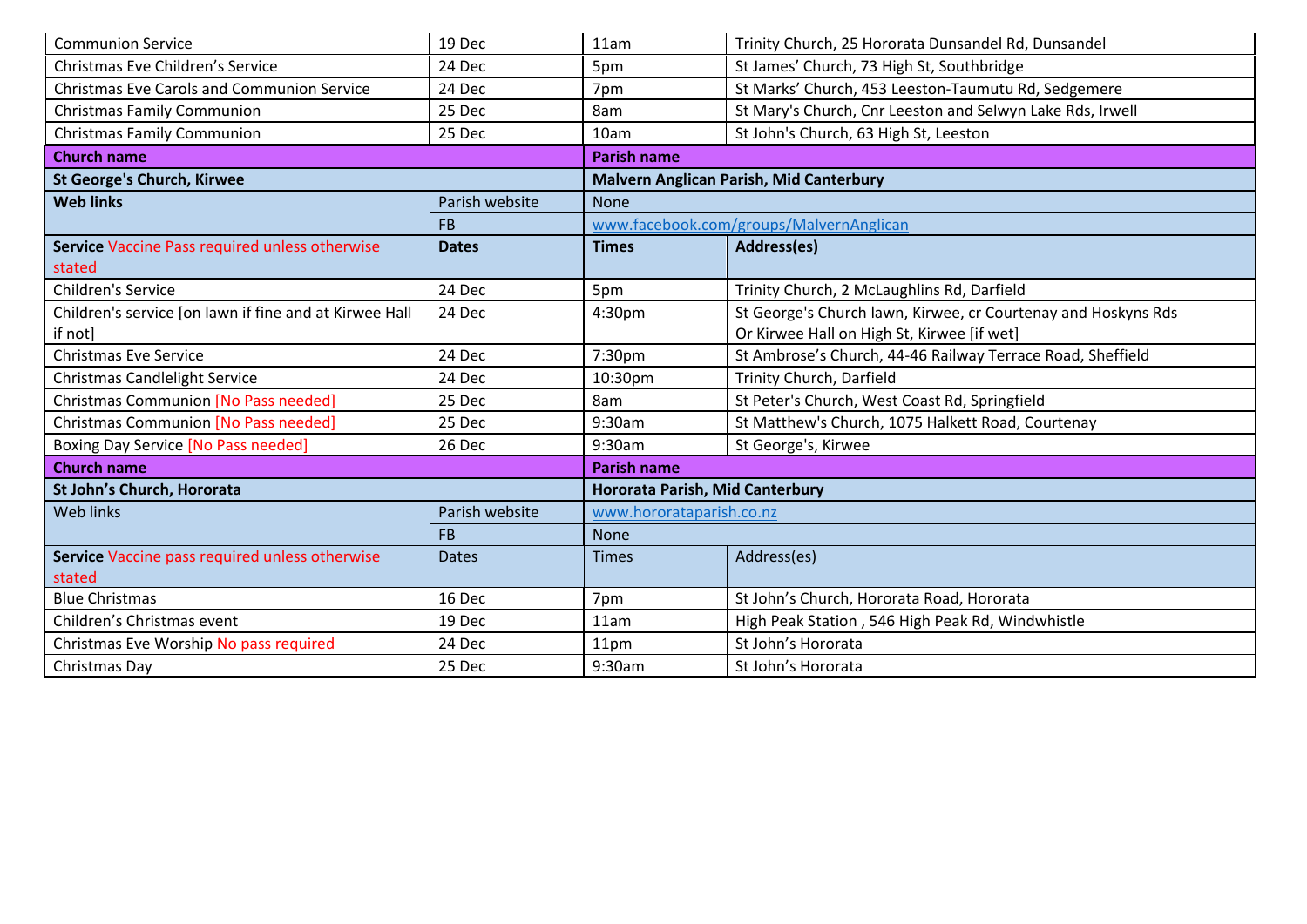| Communion Service | 19 Dec | 11am | Trinity Church, 25 Hororata Dunsandel Rd, Dunsandel |
|---|---|---|---|
| Christmas Eve Children's Service | 24 Dec | 5pm | St James' Church, 73 High St, Southbridge |
| Christmas Eve Carols and Communion Service | 24 Dec | 7pm | St Marks' Church, 453 Leeston-Taumutu Rd, Sedgemere |
| Christmas Family Communion | 25 Dec | 8am | St Mary's Church, Cnr Leeston and Selwyn Lake Rds, Irwell |
| Christmas Family Communion | 25 Dec | 10am | St John's Church, 63 High St, Leeston |

| **Church name** | | **Parish name** | |
|---|---|---|---|
| **St George's Church, Kirwee** | | **Malvern Anglican Parish, Mid Canterbury** | |
| **Web links** | Parish website | None | |
| | FB | www.facebook.com/groups/MalvernAnglican | |
| **Service** Vaccine Pass required unless otherwise stated | **Dates** | **Times** | **Address(es)** |
| Children's Service | 24 Dec | 5pm | Trinity Church, 2 McLaughlins Rd, Darfield |
| Children's service [on lawn if fine and at Kirwee Hall if not] | 24 Dec | 4:30pm | St George's Church lawn, Kirwee, cr Courtenay and Hoskyns Rds Or Kirwee Hall on High St, Kirwee [if wet] |
| Christmas Eve Service | 24 Dec | 7:30pm | St Ambrose's Church, 44-46 Railway Terrace Road, Sheffield |
| Christmas Candlelight Service | 24 Dec | 10:30pm | Trinity Church, Darfield |
| Christmas Communion [No Pass needed] | 25 Dec | 8am | St Peter's Church, West Coast Rd, Springfield |
| Christmas Communion [No Pass needed] | 25 Dec | 9:30am | St Matthew's Church, 1075 Halkett Road, Courtenay |
| Boxing Day Service [No Pass needed] | 26 Dec | 9:30am | St George's, Kirwee |

| **Church name** | | **Parish name** | |
|---|---|---|---|
| **St John's Church, Hororata** | | **Hororata Parish, Mid Canterbury** | |
| Web links | Parish website | www.hororataparish.co.nz | |
| | FB | None | |
| **Service** Vaccine pass required unless otherwise stated | Dates | Times | Address(es) |
| Blue Christmas | 16 Dec | 7pm | St John's Church, Hororata Road, Hororata |
| Children's Christmas event | 19 Dec | 11am | High Peak Station , 546 High Peak Rd, Windwhistle |
| Christmas Eve Worship No pass required | 24 Dec | 11pm | St John's Hororata |
| Christmas Day | 25 Dec | 9:30am | St John's Hororata |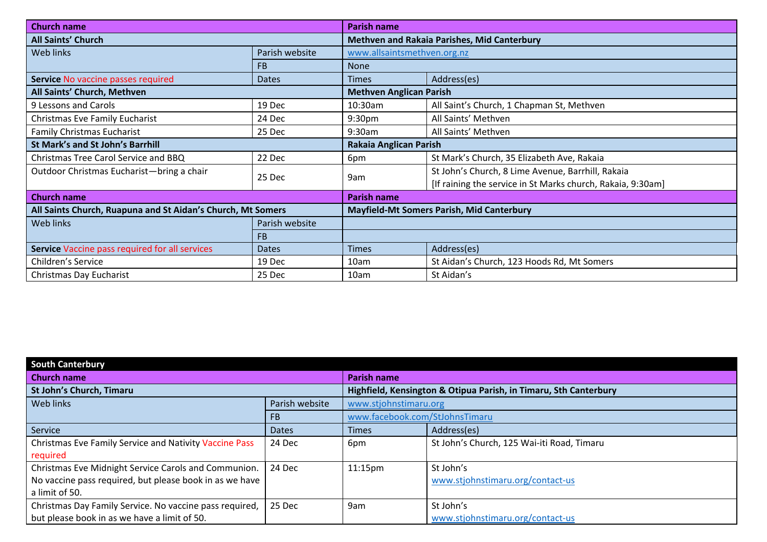| Church name | | Parish name | |
|---|---|---|---|
| **All Saints' Church** | | **Methven and Rakaia Parishes, Mid Canterbury** | |
| Web links | Parish website | www.allsaintsmethven.org.nz | |
| | FB | None | |
| **Service** No vaccine passes required | Dates | Times | Address(es) |
| **All Saints' Church, Methven** | | **Methven Anglican Parish** | |
| 9 Lessons and Carols | 19 Dec | 10:30am | All Saint's Church, 1 Chapman St, Methven |
| Christmas Eve Family Eucharist | 24 Dec | 9:30pm | All Saints' Methven |
| Family Christmas Eucharist | 25 Dec | 9:30am | All Saints' Methven |
| **St Mark's and St John's Barrhill** | | **Rakaia Anglican Parish** | |
| Christmas Tree Carol Service and BBQ | 22 Dec | 6pm | St Mark's Church, 35 Elizabeth Ave, Rakaia |
| Outdoor Christmas Eucharist—bring a chair | 25 Dec | 9am | St John's Church, 8 Lime Avenue, Barrhill, Rakaia [If raining the service in St Marks church, Rakaia, 9:30am] |

| Church name | | Parish name | |
|---|---|---|---|
| **All Saints Church, Ruapuna and St Aidan's Church, Mt Somers** | | **Mayfield-Mt Somers Parish, Mid Canterbury** | |
| Web links | Parish website | | |
| | FB | | |
| **Service** Vaccine pass required for all services | Dates | Times | Address(es) |
| Children's Service | 19 Dec | 10am | St Aidan's Church, 123 Hoods Rd, Mt Somers |
| Christmas Day Eucharist | 25 Dec | 10am | St Aidan's |

## South Canterbury

| Church name | | Parish name | |
|---|---|---|---|
| **St John's Church, Timaru** | | **Highfield, Kensington & Otipua Parish, in Timaru, Sth Canterbury** | |
| Web links | Parish website | www.stjohnstimaru.org | |
| | FB | www.facebook.com/StJohnsTimaru | |
| Service | Dates | Times | Address(es) |
| Christmas Eve Family Service and Nativity Vaccine Pass required | 24 Dec | 6pm | St John's Church, 125 Wai-iti Road, Timaru |
| Christmas Eve Midnight Service Carols and Communion. No vaccine pass required, but please book in as we have a limit of 50. | 24 Dec | 11:15pm | St John's www.stjohnstimaru.org/contact-us |
| Christmas Day Family Service. No vaccine pass required, but please book in as we have a limit of 50. | 25 Dec | 9am | St John's www.stjohnstimaru.org/contact-us |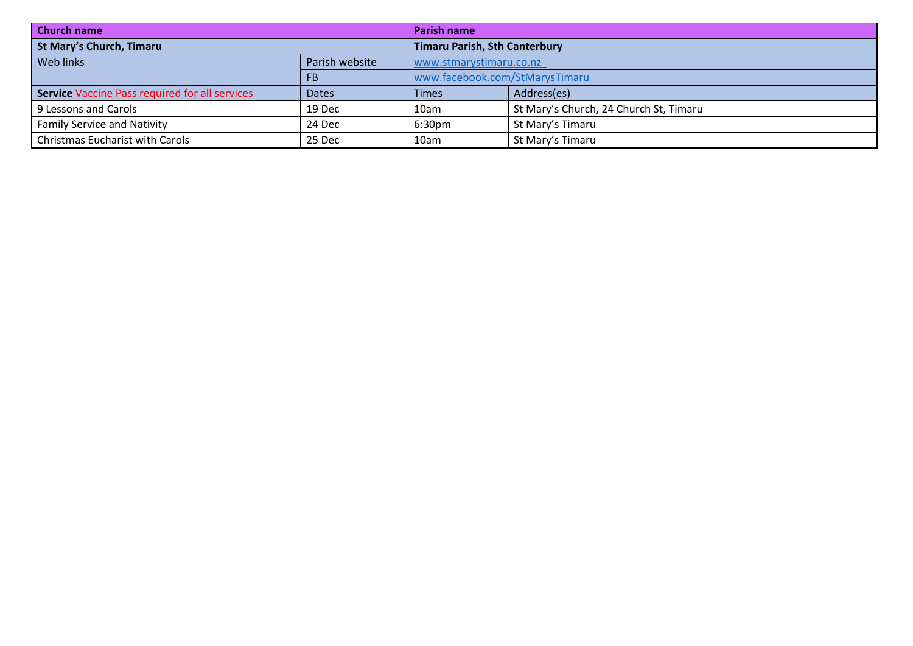| Church name | | Parish name | |
|---|---|---|---|
| **St Mary's Church, Timaru** | | **Timaru Parish, Sth Canterbury** | |
| Web links | Parish website | www.stmarystimaru.co.nz | |
| | FB | www.facebook.com/StMarysTimaru | |
| **Service** Vaccine Pass required for all services | Dates | Times | Address(es) |
| 9 Lessons and Carols | 19 Dec | 10am | St Mary's Church, 24 Church St, Timaru |
| Family Service and Nativity | 24 Dec | 6:30pm | St Mary's Timaru |
| Christmas Eucharist with Carols | 25 Dec | 10am | St Mary's Timaru |